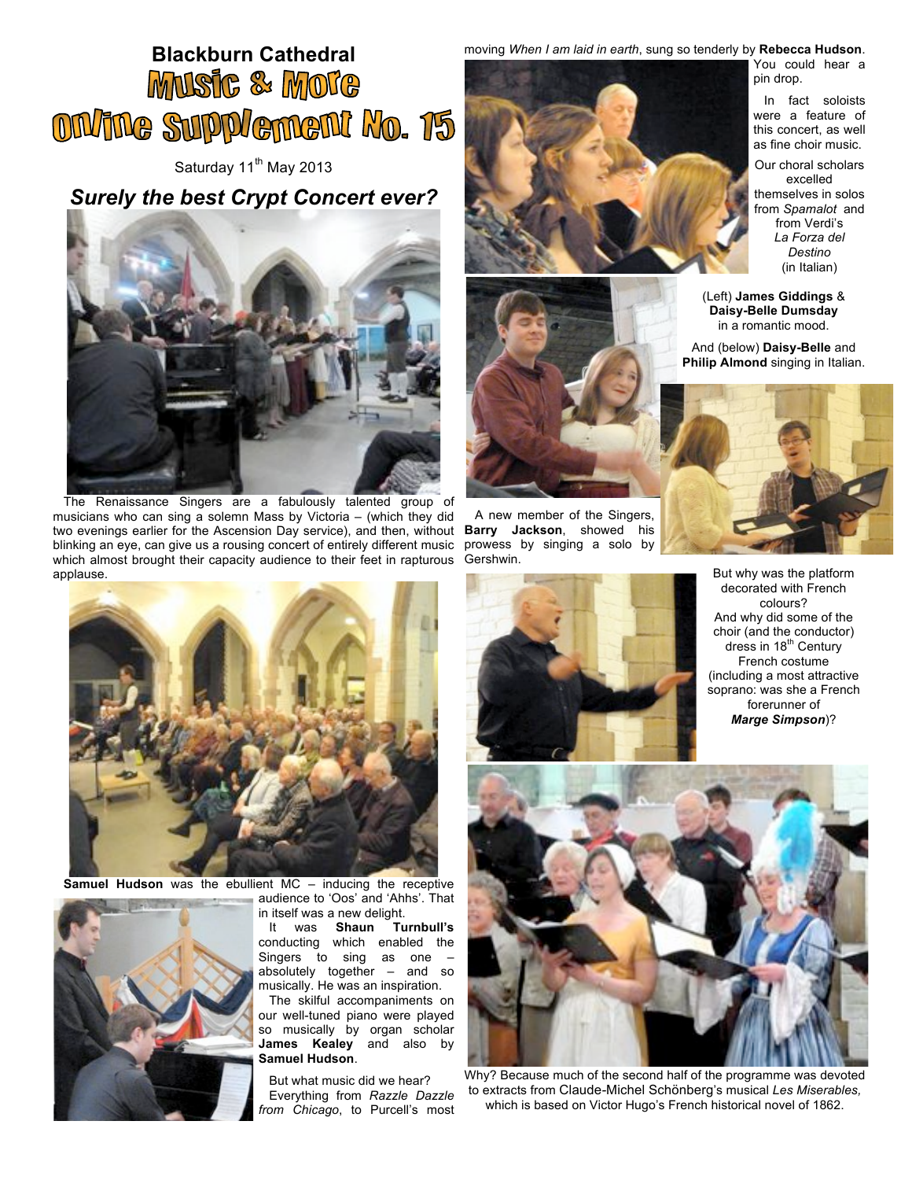# Blackburn Cathedral

# Music & More

# Online Supplement No. 15

Saturday 11th May 2013

## *Surely the best Crypt Concert ever?*

The Renaissance Singers are a fabulously talented group of musicians who can sing a solemn Mass by Victoria – (which they did two evenings earlier for the Ascension Day service), and then, without blinking an eye, can give us a rousing concert of entirely different music which almost brought their capacity audience to their feet in rapturous applause.

**Samuel Hudson** was the ebullient MC – inducing the receptive audience to 'Oos' and 'Ahhs'. That in itself was a new delight.

It was **Shaun Turnbull's** conducting which enabled the Singers to sing as one – absolutely together – and so musically. He was an inspiration.

The skilful accompaniments on our well-tuned piano were played so musically by organ scholar **James Kealey** and also by **Samuel Hudson**.

But what music did we hear?

Everything from *Razzle Dazzle from Chicago*, to Purcell's most moving *When I am laid in earth*, sung so tenderly by **Rebecca Hudson**. You could hear a pin drop.

In fact soloists were a feature of this concert, as well as fine choir music.

Our choral scholars excelled themselves in solos from *Spamalot* and from Verdi's *La Forza del Destino* (in Italian)

(Left) **James Giddings** & **Daisy-Belle Dumsday** in a romantic mood.

And (below) **Daisy-Belle** and **Philip Almond** singing in Italian.

A new member of the Singers, **Barry Jackson**, showed his prowess by singing a solo by Gershwin.

But why was the platform decorated with French colours?

And why did some of the choir (and the conductor) dress in 18th Century French costume (including a most attractive soprano: was she a French forerunner of ***Marge Simpson***)?

Why? Because much of the second half of the programme was devoted to extracts from Claude-Michel Schönberg's musical *Les Miserables,* which is based on Victor Hugo's French historical novel of 1862.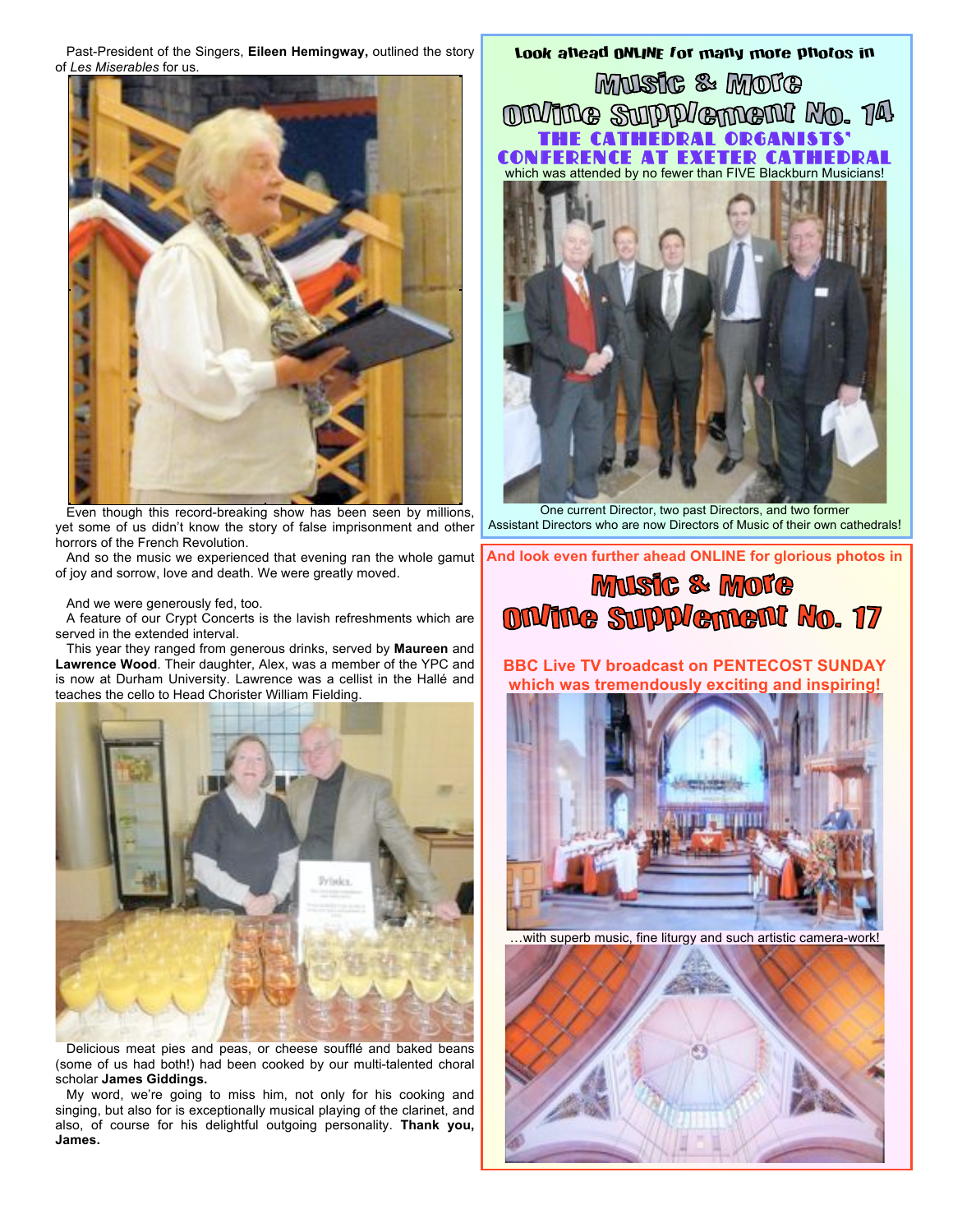Past-President of the Singers, **Eileen Hemingway,** outlined the story of *Les Miserables* for us.

Even though this record-breaking show has been seen by millions, yet some of us didn't know the story of false imprisonment and other horrors of the French Revolution.

And so the music we experienced that evening ran the whole gamut of joy and sorrow, love and death. We were greatly moved.

And we were generously fed, too.

A feature of our Crypt Concerts is the lavish refreshments which are served in the extended interval.

This year they ranged from generous drinks, served by **Maureen** and **Lawrence Wood**. Their daughter, Alex, was a member of the YPC and is now at Durham University. Lawrence was a cellist in the Hallé and teaches the cello to Head Chorister William Fielding.

Delicious meat pies and peas, or cheese soufflé and baked beans (some of us had both!) had been cooked by our multi-talented choral scholar **James Giddings.**

My word, we're going to miss him, not only for his cooking and singing, but also for is exceptionally musical playing of the clarinet, and also, of course for his delightful outgoing personality. **Thank you, James.**

Look ahead ONLINE for many more photos in

## Music & More Online Supplement No. 14

### THE CATHEDRAL ORGANISTS' CONFERENCE AT EXETER CATHEDRAL

which was attended by no fewer than FIVE Blackburn Musicians!

One current Director, two past Directors, and two former Assistant Directors who are now Directors of Music of their own cathedrals!

**And look even further ahead ONLINE for glorious photos in**

## Music & More Online Supplement No. 17

**BBC Live TV broadcast on PENTECOST SUNDAY which was tremendously exciting and inspiring!**

…with superb music, fine liturgy and such artistic camera-work!